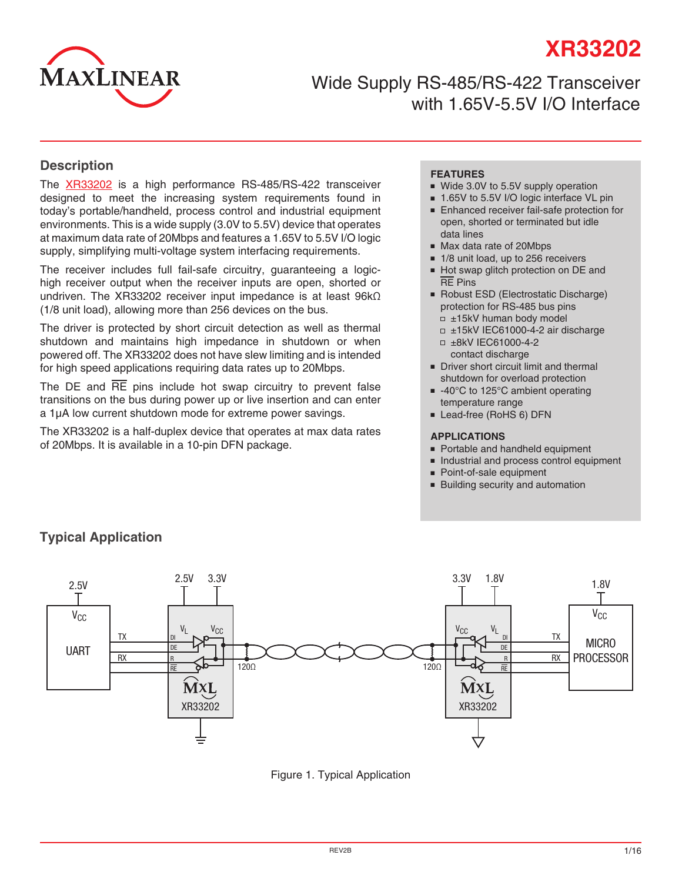# XR33202

## Wide Supply RS-485/RS-422 Transceiver with 1.65V-5.5V I/O Interface

## Description

The XR33202 is a high performance RS-485/RS-422 transceiver designed to meet the increasing system requirements found in today's portable/handheld, process control and industrial equipment environments. This is a wide supply (3.0V to 5.5V) device that operates at maximum data rate of 20Mbps and features a 1.65V to 5.5V I/O logic supply, simplifying multi-voltage system interfacing requirements.

The receiver includes full fail-safe circuitry, guaranteeing a logic-high receiver output when the receiver inputs are open, shorted or undriven. The XR33202 receiver input impedance is at least 96kΩ (1/8 unit load), allowing more than 256 devices on the bus.

The driver is protected by short circuit detection as well as thermal shutdown and maintains high impedance in shutdown or when powered off. The XR33202 does not have slew limiting and is intended for high speed applications requiring data rates up to 20Mbps.

The DE and $\overline{RE}$ pins include hot swap circuitry to prevent false transitions on the bus during power up or live insertion and can enter a 1µA low current shutdown mode for extreme power savings.

The XR33202 is a half-duplex device that operates at max data rates of 20Mbps. It is available in a 10-pin DFN package.

### FEATURES

- Wide 3.0V to 5.5V supply operation
- 1.65V to 5.5V I/O logic interface VL pin
- Enhanced receiver fail-safe protection for open, shorted or terminated but idle data lines
- Max data rate of 20Mbps
- 1/8 unit load, up to 256 receivers
- Hot swap glitch protection on DE and $\overline{RE}$ Pins
- Robust ESD (Electrostatic Discharge) protection for RS-485 bus pins
  - ±15kV human body model
  - ±15kV IEC61000-4-2 air discharge
  - ±8kV IEC61000-4-2 contact discharge
- Driver short circuit limit and thermal shutdown for overload protection
- -40°C to 125°C ambient operating temperature range
- Lead-free (RoHS 6) DFN

### APPLICATIONS

- Portable and handheld equipment
- Industrial and process control equipment
- Point-of-sale equipment
- Building security and automation

## Typical Application

Figure 1. Typical Application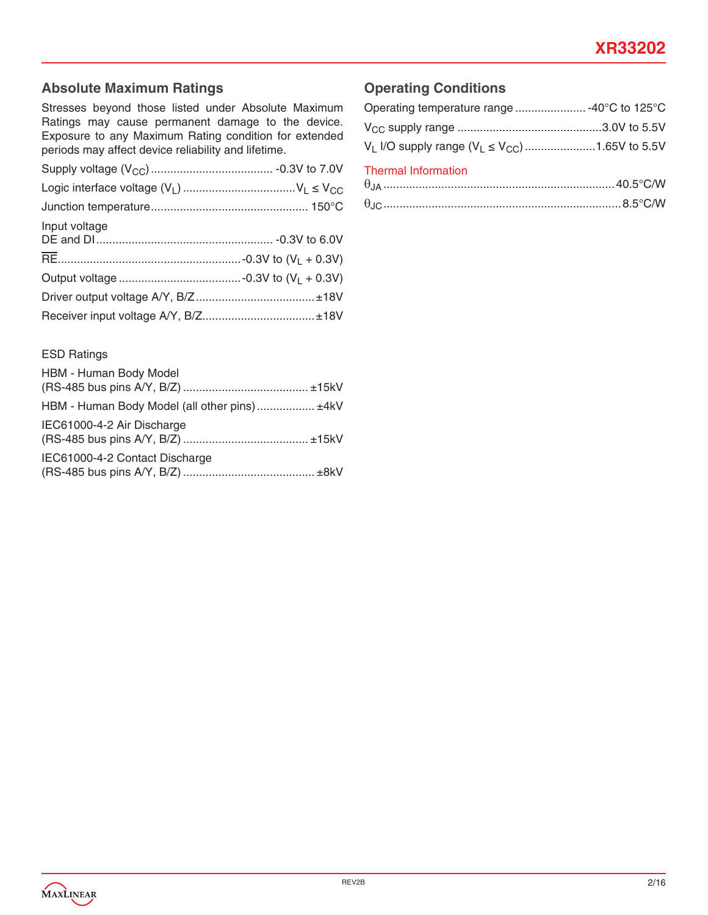## Absolute Maximum Ratings

Stresses beyond those listed under Absolute Maximum Ratings may cause permanent damage to the device. Exposure to any Maximum Rating condition for extended periods may affect device reliability and lifetime.

| Parameter | Rating |
|---|---|
| Supply voltage ($V_{CC}$) | -0.3V to 7.0V |
| Logic interface voltage ($V_L$) | $V_L \leq V_{CC}$ |
| Junction temperature | 150°C |
| Input voltage DE and DI | -0.3V to 6.0V |
| $\overline{RE}$ | -0.3V to ($V_L$ + 0.3V) |
| Output voltage | -0.3V to ($V_L$ + 0.3V) |
| Driver output voltage A/Y, B/Z | ±18V |
| Receiver input voltage A/Y, B/Z | ±18V |

ESD Ratings

| Parameter | Rating |
|---|---|
| HBM - Human Body Model (RS-485 bus pins A/Y, B/Z) | ±15kV |
| HBM - Human Body Model (all other pins) | ±4kV |
| IEC61000-4-2 Air Discharge (RS-485 bus pins A/Y, B/Z) | ±15kV |
| IEC61000-4-2 Contact Discharge (RS-485 bus pins A/Y, B/Z) | ±8kV |

## Operating Conditions

| Parameter | Rating |
|---|---|
| Operating temperature range | -40°C to 125°C |
| $V_{CC}$ supply range | 3.0V to 5.5V |
| $V_L$ I/O supply range ($V_L \leq V_{CC}$) | 1.65V to 5.5V |

Thermal Information

| Parameter | Value |
|---|---|
| $\theta_{JA}$ | 40.5°C/W |
| $\theta_{JC}$ | 8.5°C/W |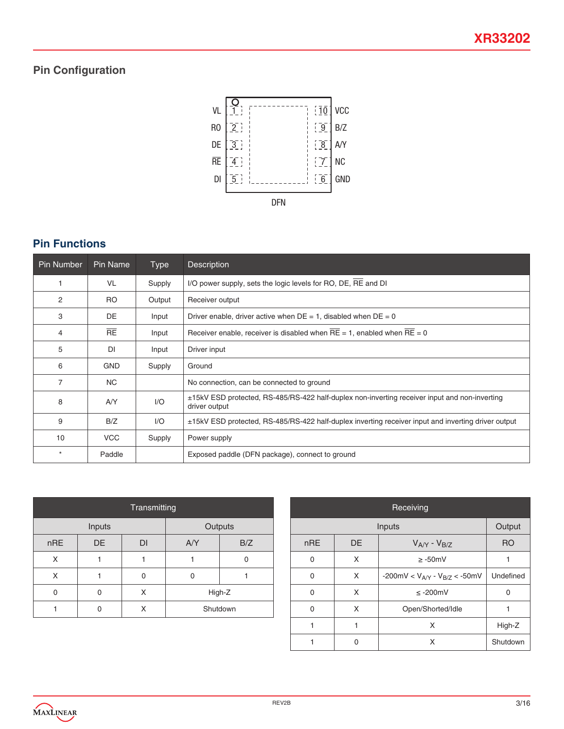## Pin Configuration

| Pin | Name | | Name | Pin |
|---|---|---|---|---|
| 1 | VL | | VCC | 10 |
| 2 | RO | | B/Z | 9 |
| 3 | DE | | A/Y | 8 |
| 4 | $\overline{RE}$ | | NC | 7 |
| 5 | DI | | GND | 6 |

DFN

## Pin Functions

| Pin Number | Pin Name | Type | Description |
|---|---|---|---|
| 1 | VL | Supply | I/O power supply, sets the logic levels for RO, DE, $\overline{RE}$ and DI |
| 2 | RO | Output | Receiver output |
| 3 | DE | Input | Driver enable, driver active when DE = 1, disabled when DE = 0 |
| 4 | $\overline{RE}$ | Input | Receiver enable, receiver is disabled when $\overline{RE}$ = 1, enabled when $\overline{RE}$ = 0 |
| 5 | DI | Input | Driver input |
| 6 | GND | Supply | Ground |
| 7 | NC | | No connection, can be connected to ground |
| 8 | A/Y | I/O | ±15kV ESD protected, RS-485/RS-422 half-duplex non-inverting receiver input and non-inverting driver output |
| 9 | B/Z | I/O | ±15kV ESD protected, RS-485/RS-422 half-duplex inverting receiver input and inverting driver output |
| 10 | VCC | Supply | Power supply |
| * | Paddle | | Exposed paddle (DFN package), connect to ground |

| Transmitting | | | | |
|---|---|---|---|---|
| Inputs | | | Outputs | |
| nRE | DE | DI | A/Y | B/Z |
| X | 1 | 1 | 1 | 0 |
| X | 1 | 0 | 0 | 1 |
| 0 | 0 | X | High-Z | |
| 1 | 0 | X | Shutdown | |

| Receiving | | | |
|---|---|---|---|
| Inputs | | | Output |
| nRE | DE | $V_{A/Y}$ - $V_{B/Z}$ | RO |
| 0 | X | ≥ -50mV | 1 |
| 0 | X | -200mV < $V_{A/Y}$ - $V_{B/Z}$ < -50mV | Undefined |
| 0 | X | ≤ -200mV | 0 |
| 0 | X | Open/Shorted/Idle | 1 |
| 1 | 1 | X | High-Z |
| 1 | 0 | X | Shutdown |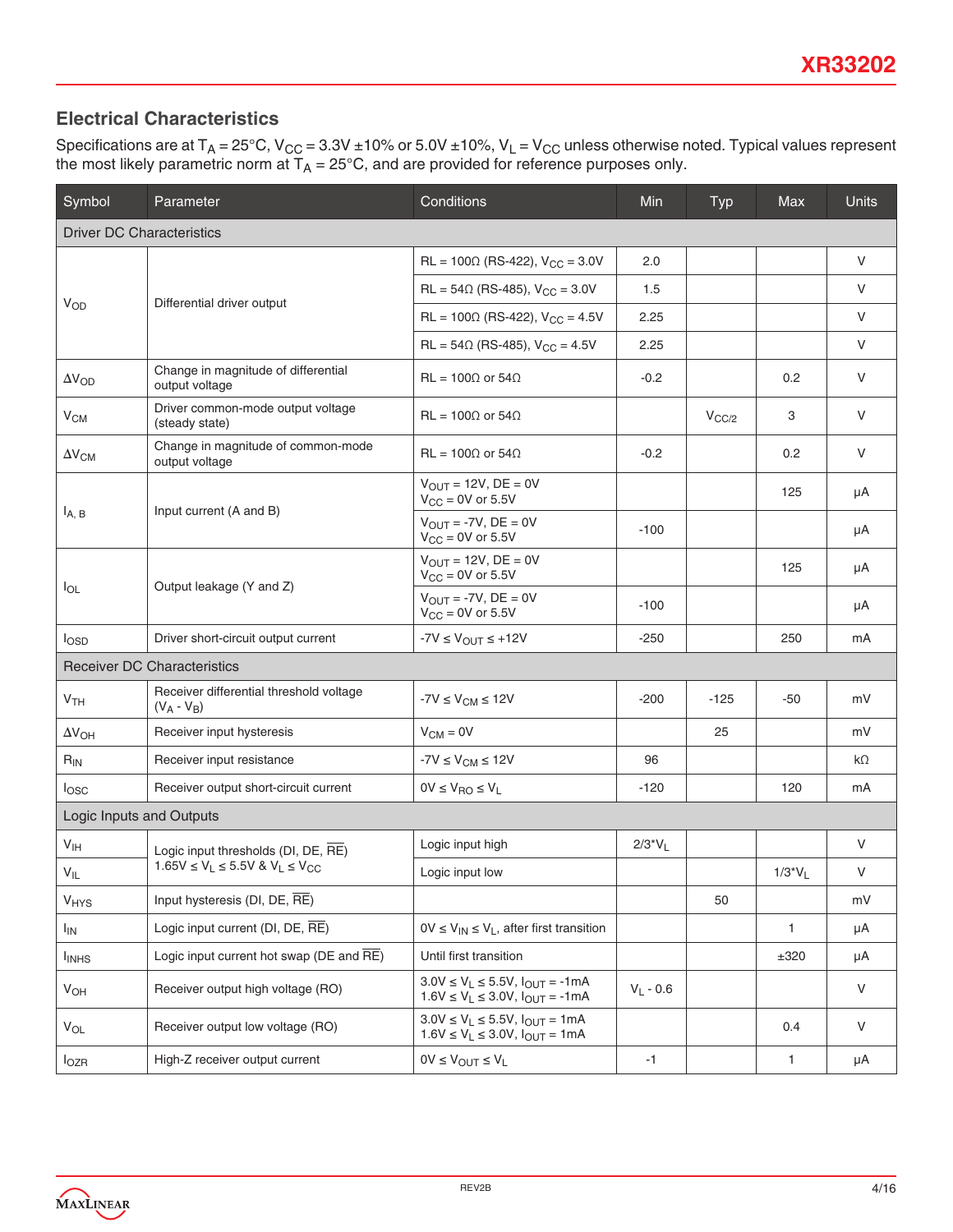## Electrical Characteristics

Specifications are at $T_A = 25°C$, $V_{CC} = 3.3V \pm 10\%$ or $5.0V \pm 10\%$, $V_L = V_{CC}$ unless otherwise noted. Typical values represent the most likely parametric norm at $T_A = 25°C$, and are provided for reference purposes only.

| Symbol | Parameter | Conditions | Min | Typ | Max | Units |
|---|---|---|---|---|---|---|
| **Driver DC Characteristics** | | | | | | |
| $V_{OD}$ | Differential driver output | RL = 100Ω (RS-422), $V_{CC}$ = 3.0V | 2.0 | | | V |
| | | RL = 54Ω (RS-485), $V_{CC}$ = 3.0V | 1.5 | | | V |
| | | RL = 100Ω (RS-422), $V_{CC}$ = 4.5V | 2.25 | | | V |
| | | RL = 54Ω (RS-485), $V_{CC}$ = 4.5V | 2.25 | | | V |
| $\Delta V_{OD}$ | Change in magnitude of differential output voltage | RL = 100Ω or 54Ω | -0.2 | | 0.2 | V |
| $V_{CM}$ | Driver common-mode output voltage (steady state) | RL = 100Ω or 54Ω | | $V_{CC/2}$ | 3 | V |
| $\Delta V_{CM}$ | Change in magnitude of common-mode output voltage | RL = 100Ω or 54Ω | -0.2 | | 0.2 | V |
| $I_{A,\,B}$ | Input current (A and B) | $V_{OUT}$ = 12V, DE = 0V, $V_{CC}$ = 0V or 5.5V | | | 125 | µA |
| | | $V_{OUT}$ = -7V, DE = 0V, $V_{CC}$ = 0V or 5.5V | -100 | | | µA |
| $I_{OL}$ | Output leakage (Y and Z) | $V_{OUT}$ = 12V, DE = 0V, $V_{CC}$ = 0V or 5.5V | | | 125 | µA |
| | | $V_{OUT}$ = -7V, DE = 0V, $V_{CC}$ = 0V or 5.5V | -100 | | | µA |
| $I_{OSD}$ | Driver short-circuit output current | $-7V \le V_{OUT} \le +12V$ | -250 | | 250 | mA |
| **Receiver DC Characteristics** | | | | | | |
| $V_{TH}$ | Receiver differential threshold voltage ($V_A - V_B$) | $-7V \le V_{CM} \le 12V$ | -200 | -125 | -50 | mV |
| $\Delta V_{OH}$ | Receiver input hysteresis | $V_{CM}$ = 0V | | 25 | | mV |
| $R_{IN}$ | Receiver input resistance | $-7V \le V_{CM} \le 12V$ | 96 | | | kΩ |
| $I_{OSC}$ | Receiver output short-circuit current | $0V \le V_{RO} \le V_L$ | -120 | | 120 | mA |
| **Logic Inputs and Outputs** | | | | | | |
| $V_{IH}$ | Logic input thresholds (DI, DE, $\overline{RE}$) $1.65V \le V_L \le 5.5V$ & $V_L \le V_{CC}$ | Logic input high | $2/3*V_L$ | | | V |
| $V_{IL}$ | | Logic input low | | | $1/3*V_L$ | V |
| $V_{HYS}$ | Input hysteresis (DI, DE, $\overline{RE}$) | | | 50 | | mV |
| $I_{IN}$ | Logic input current (DI, DE, $\overline{RE}$) | $0V \le V_{IN} \le V_L$, after first transition | | | 1 | µA |
| $I_{INHS}$ | Logic input current hot swap (DE and $\overline{RE}$) | Until first transition | | | ±320 | µA |
| $V_{OH}$ | Receiver output high voltage (RO) | $3.0V \le V_L \le 5.5V$, $I_{OUT}$ = -1mA; $1.6V \le V_L \le 3.0V$, $I_{OUT}$ = -1mA | $V_L$ - 0.6 | | | V |
| $V_{OL}$ | Receiver output low voltage (RO) | $3.0V \le V_L \le 5.5V$, $I_{OUT}$ = 1mA; $1.6V \le V_L \le 3.0V$, $I_{OUT}$ = 1mA | | | 0.4 | V |
| $I_{OZR}$ | High-Z receiver output current | $0V \le V_{OUT} \le V_L$ | -1 | | 1 | µA |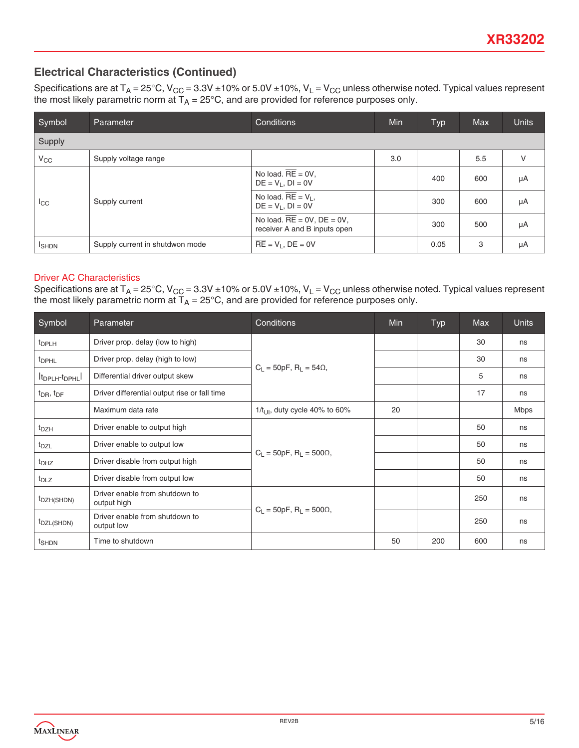## Electrical Characteristics (Continued)

Specifications are at $T_A = 25°C$, $V_{CC} = 3.3V \pm10\%$ or $5.0V \pm10\%$, $V_L = V_{CC}$ unless otherwise noted. Typical values represent the most likely parametric norm at $T_A = 25°C$, and are provided for reference purposes only.

| Symbol | Parameter | Conditions | Min | Typ | Max | Units |
|---|---|---|---|---|---|---|
| **Supply** | | | | | | |
| $V_{CC}$ | Supply voltage range | | 3.0 | | 5.5 | V |
| $I_{CC}$ | Supply current | No load. $\overline{RE}$ = 0V, DE = $V_L$, DI = 0V | | 400 | 600 | µA |
| | | No load. $\overline{RE}$ = $V_L$, DE = $V_L$, DI = 0V | | 300 | 600 | µA |
| | | No load. $\overline{RE}$ = 0V, DE = 0V, receiver A and B inputs open | | 300 | 500 | µA |
| $I_{SHDN}$ | Supply current in shutdwon mode | $\overline{RE}$ = $V_L$, DE = 0V | | 0.05 | 3 | µA |

### Driver AC Characteristics

Specifications are at $T_A = 25°C$, $V_{CC} = 3.3V \pm10\%$ or $5.0V \pm10\%$, $V_L = V_{CC}$ unless otherwise noted. Typical values represent the most likely parametric norm at $T_A = 25°C$, and are provided for reference purposes only.

| Symbol | Parameter | Conditions | Min | Typ | Max | Units |
|---|---|---|---|---|---|---|
| $t_{DPLH}$ | Driver prop. delay (low to high) | $C_L$ = 50pF, $R_L$ = 54Ω, | | | 30 | ns |
| $t_{DPHL}$ | Driver prop. delay (high to low) | | | | 30 | ns |
| $\lvert t_{DPLH}-t_{DPHL} \rvert$ | Differential driver output skew | | | | 5 | ns |
| $t_{DR}$, $t_{DF}$ | Driver differential output rise or fall time | | | | 17 | ns |
| | Maximum data rate | $1/t_{UI}$, duty cycle 40% to 60% | 20 | | | Mbps |
| $t_{DZH}$ | Driver enable to output high | $C_L$ = 50pF, $R_L$ = 500Ω, | | | 50 | ns |
| $t_{DZL}$ | Driver enable to output low | | | | 50 | ns |
| $t_{DHZ}$ | Driver disable from output high | | | | 50 | ns |
| $t_{DLZ}$ | Driver disable from output low | | | | 50 | ns |
| $t_{DZH(SHDN)}$ | Driver enable from shutdown to output high | $C_L$ = 50pF, $R_L$ = 500Ω, | | | 250 | ns |
| $t_{DZL(SHDN)}$ | Driver enable from shutdown to output low | | | | 250 | ns |
| $t_{SHDN}$ | Time to shutdown | | 50 | 200 | 600 | ns |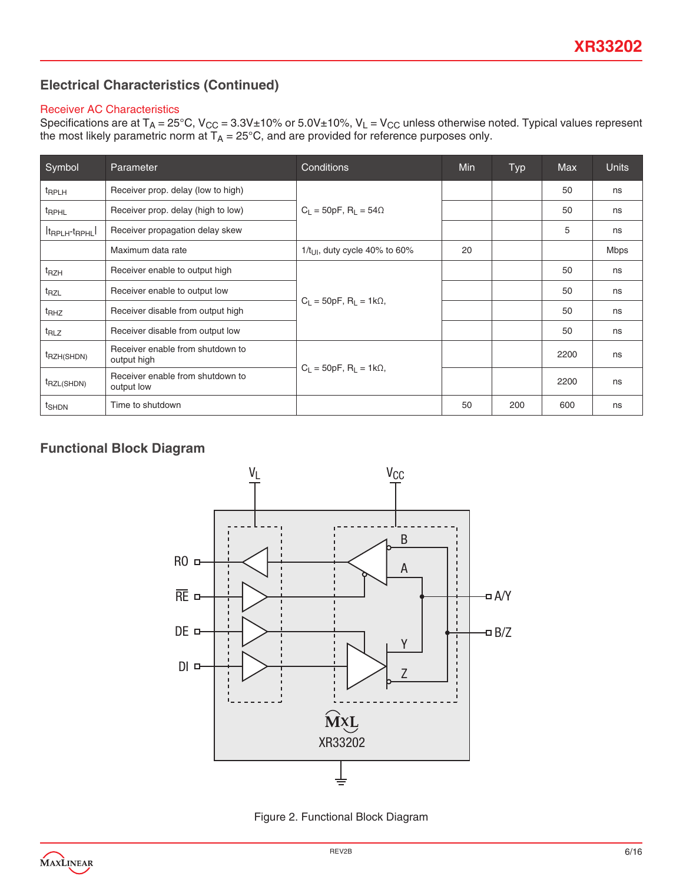## Electrical Characteristics (Continued)

### Receiver AC Characteristics

Specifications are at $T_A$ = 25°C, $V_{CC}$ = 3.3V±10% or 5.0V±10%, $V_L$ = $V_{CC}$ unless otherwise noted. Typical values represent the most likely parametric norm at $T_A$ = 25°C, and are provided for reference purposes only.

| Symbol | Parameter | Conditions | Min | Typ | Max | Units |
|---|---|---|---|---|---|---|
| $t_{RPLH}$ | Receiver prop. delay (low to high) | $C_L$ = 50pF, $R_L$ = 54Ω | | | 50 | ns |
| $t_{RPHL}$ | Receiver prop. delay (high to low) | | | | 50 | ns |
| $\|t_{RPLH}$-$t_{RPHL}\|$ | Receiver propagation delay skew | | | | 5 | ns |
| | Maximum data rate | $1/t_{UI}$, duty cycle 40% to 60% | 20 | | | Mbps |
| $t_{RZH}$ | Receiver enable to output high | $C_L$ = 50pF, $R_L$ = 1kΩ, | | | 50 | ns |
| $t_{RZL}$ | Receiver enable to output low | | | | 50 | ns |
| $t_{RHZ}$ | Receiver disable from output high | | | | 50 | ns |
| $t_{RLZ}$ | Receiver disable from output low | | | | 50 | ns |
| $t_{RZH(SHDN)}$ | Receiver enable from shutdown to output high | $C_L$ = 50pF, $R_L$ = 1kΩ, | | | 2200 | ns |
| $t_{RZL(SHDN)}$ | Receiver enable from shutdown to output low | | | | 2200 | ns |
| $t_{SHDN}$ | Time to shutdown | | 50 | 200 | 600 | ns |

## Functional Block Diagram

Figure 2. Functional Block Diagram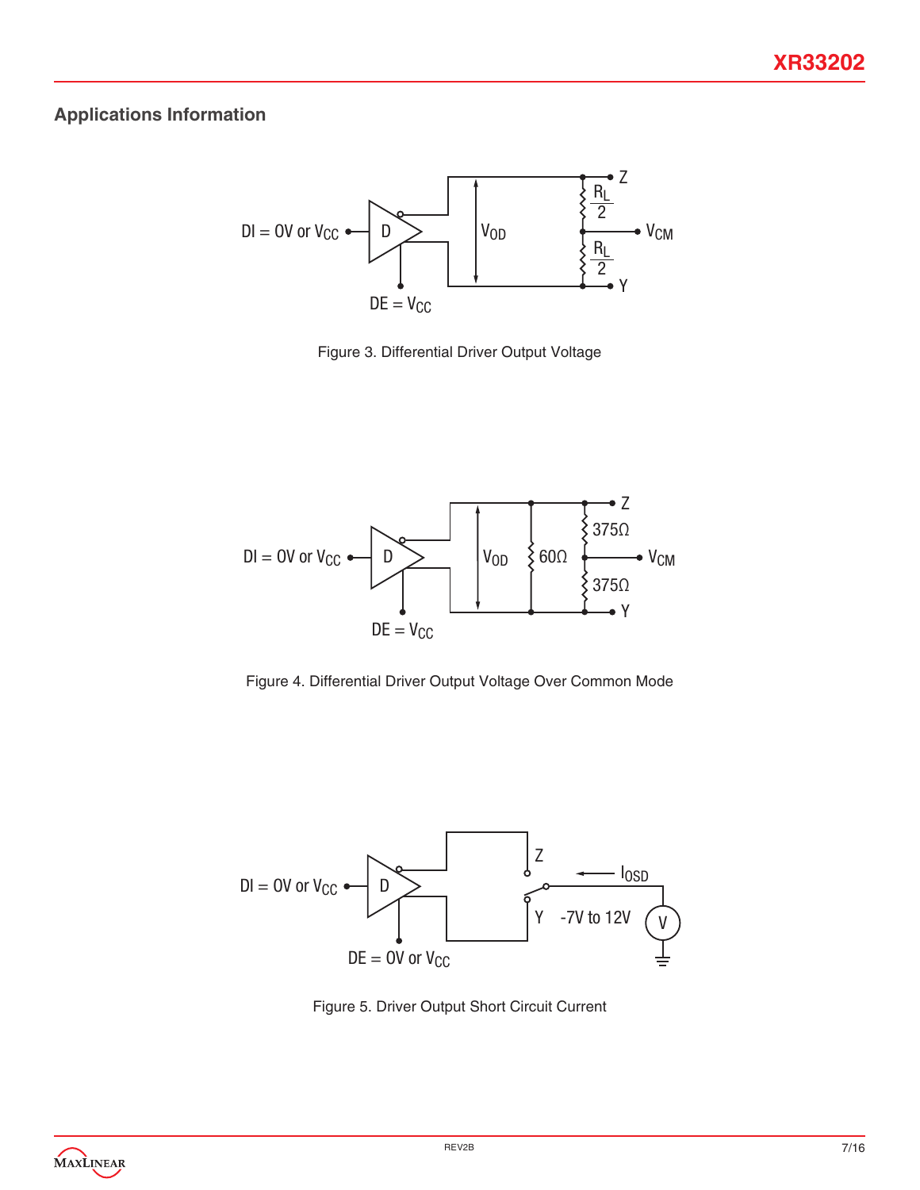## Applications Information

Figure 3. Differential Driver Output Voltage

Figure 4. Differential Driver Output Voltage Over Common Mode

Figure 5. Driver Output Short Circuit Current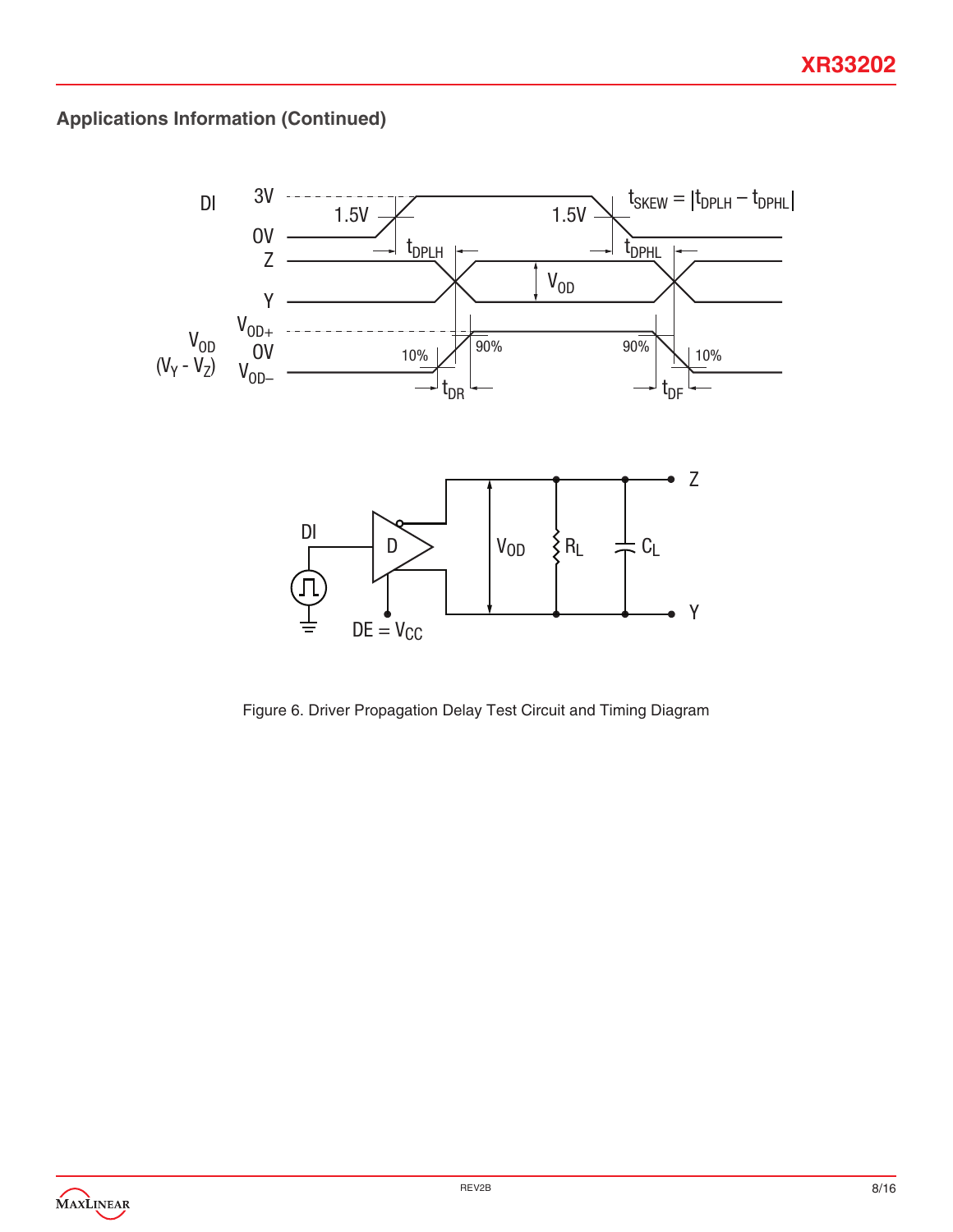## Applications Information (Continued)

Figure 6. Driver Propagation Delay Test Circuit and Timing Diagram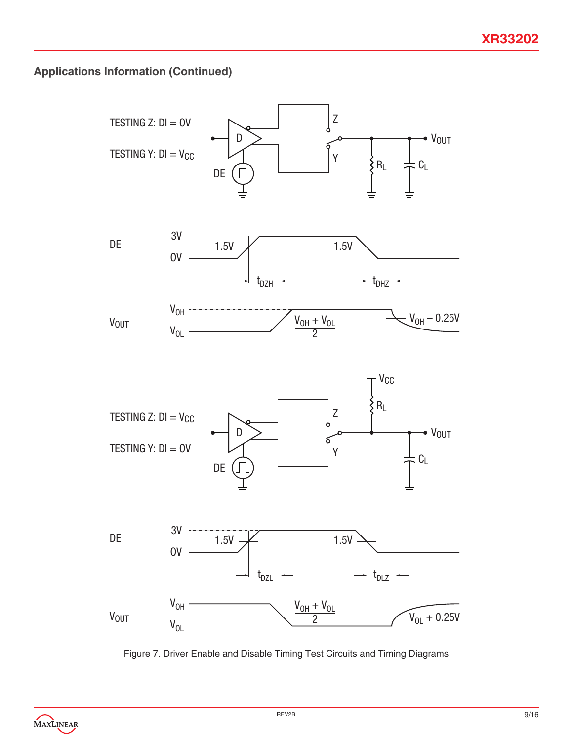## Applications Information (Continued)

Figure 7. Driver Enable and Disable Timing Test Circuits and Timing Diagrams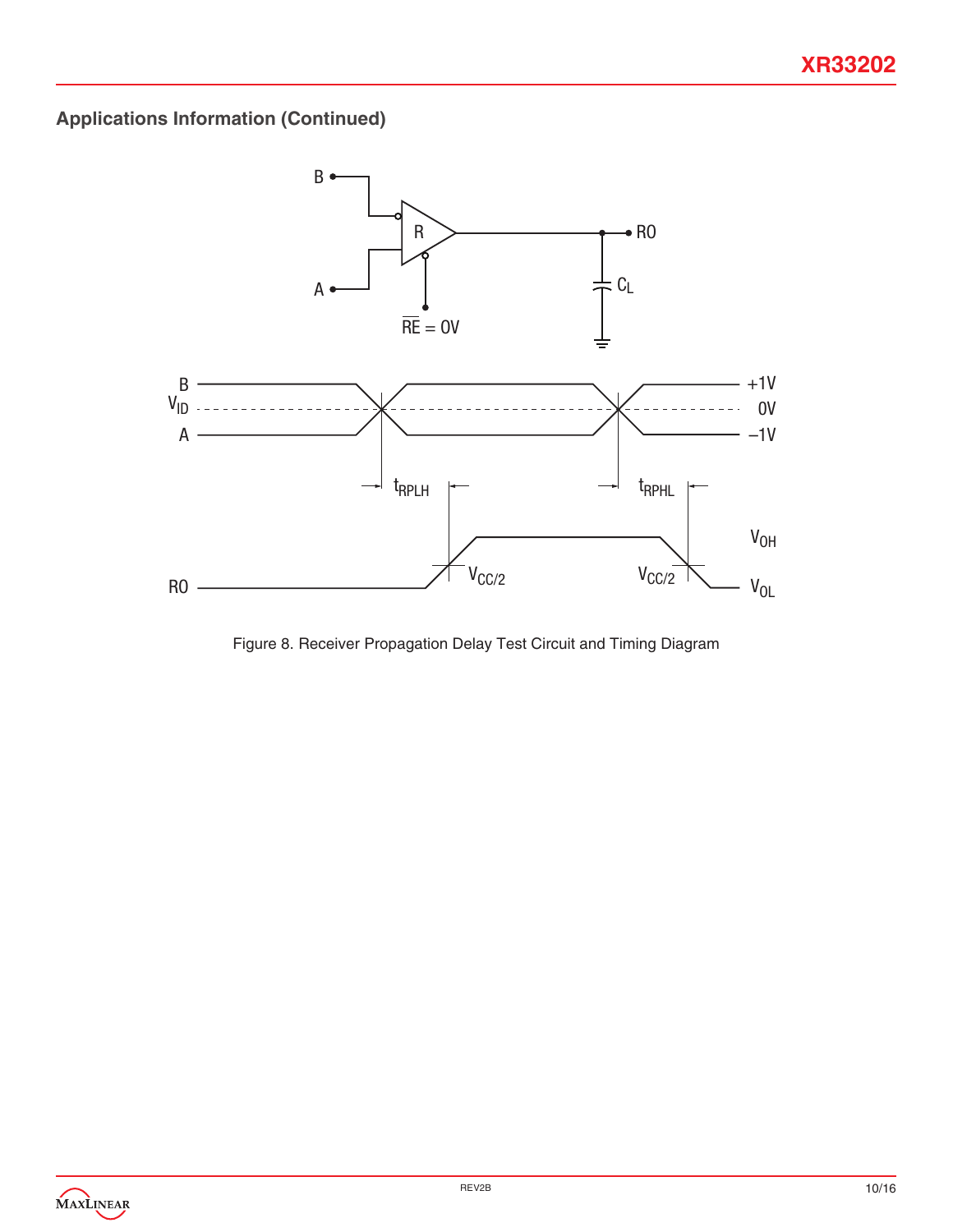## Applications Information (Continued)

Figure 8. Receiver Propagation Delay Test Circuit and Timing Diagram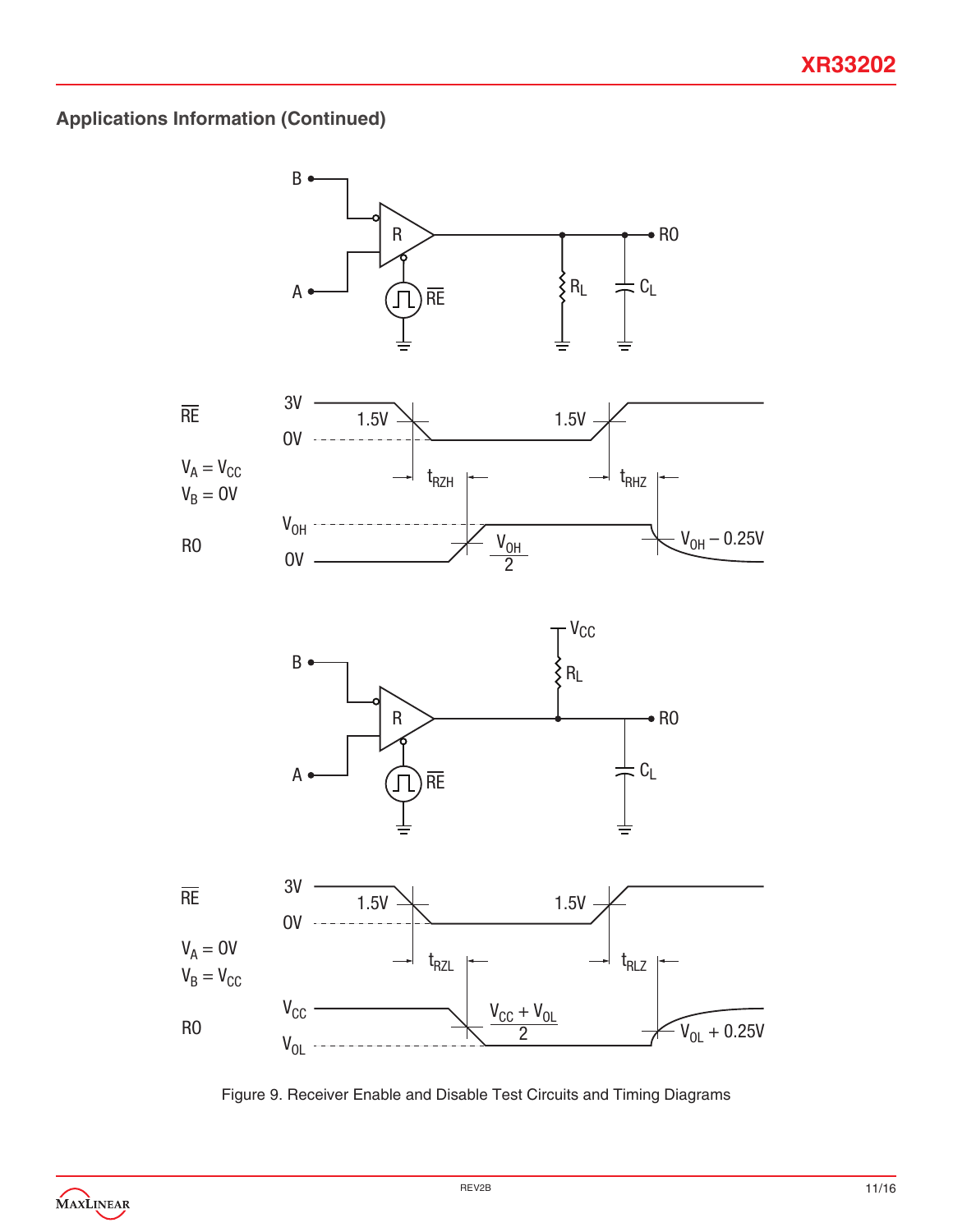## Applications Information (Continued)

Figure 9. Receiver Enable and Disable Test Circuits and Timing Diagrams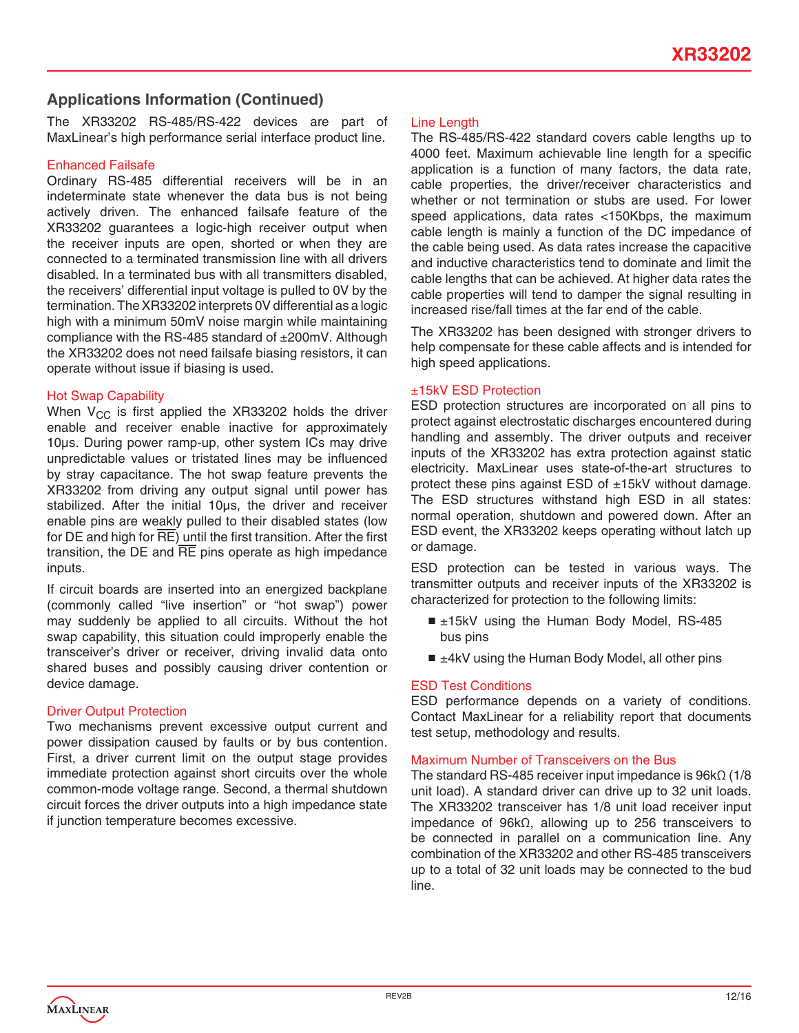## Applications Information (Continued)

The XR33202 RS-485/RS-422 devices are part of MaxLinear's high performance serial interface product line.

### Enhanced Failsafe

Ordinary RS-485 differential receivers will be in an indeterminate state whenever the data bus is not being actively driven. The enhanced failsafe feature of the XR33202 guarantees a logic-high receiver output when the receiver inputs are open, shorted or when they are connected to a terminated transmission line with all drivers disabled. In a terminated bus with all transmitters disabled, the receivers' differential input voltage is pulled to 0V by the termination. The XR33202 interprets 0V differential as a logic high with a minimum 50mV noise margin while maintaining compliance with the RS-485 standard of ±200mV. Although the XR33202 does not need failsafe biasing resistors, it can operate without issue if biasing is used.

### Hot Swap Capability

When $V_{CC}$ is first applied the XR33202 holds the driver enable and receiver enable inactive for approximately 10µs. During power ramp-up, other system ICs may drive unpredictable values or tristated lines may be influenced by stray capacitance. The hot swap feature prevents the XR33202 from driving any output signal until power has stabilized. After the initial 10µs, the driver and receiver enable pins are weakly pulled to their disabled states (low for DE and high for $\overline{RE}$) until the first transition. After the first transition, the DE and $\overline{RE}$ pins operate as high impedance inputs.

If circuit boards are inserted into an energized backplane (commonly called "live insertion" or "hot swap") power may suddenly be applied to all circuits. Without the hot swap capability, this situation could improperly enable the transceiver's driver or receiver, driving invalid data onto shared buses and possibly causing driver contention or device damage.

### Driver Output Protection

Two mechanisms prevent excessive output current and power dissipation caused by faults or by bus contention. First, a driver current limit on the output stage provides immediate protection against short circuits over the whole common-mode voltage range. Second, a thermal shutdown circuit forces the driver outputs into a high impedance state if junction temperature becomes excessive.

### Line Length

The RS-485/RS-422 standard covers cable lengths up to 4000 feet. Maximum achievable line length for a specific application is a function of many factors, the data rate, cable properties, the driver/receiver characteristics and whether or not termination or stubs are used. For lower speed applications, data rates <150Kbps, the maximum cable length is mainly a function of the DC impedance of the cable being used. As data rates increase the capacitive and inductive characteristics tend to dominate and limit the cable lengths that can be achieved. At higher data rates the cable properties will tend to damper the signal resulting in increased rise/fall times at the far end of the cable.

The XR33202 has been designed with stronger drivers to help compensate for these cable affects and is intended for high speed applications.

### ±15kV ESD Protection

ESD protection structures are incorporated on all pins to protect against electrostatic discharges encountered during handling and assembly. The driver outputs and receiver inputs of the XR33202 has extra protection against static electricity. MaxLinear uses state-of-the-art structures to protect these pins against ESD of ±15kV without damage. The ESD structures withstand high ESD in all states: normal operation, shutdown and powered down. After an ESD event, the XR33202 keeps operating without latch up or damage.

ESD protection can be tested in various ways. The transmitter outputs and receiver inputs of the XR33202 is characterized for protection to the following limits:

- ±15kV using the Human Body Model, RS-485 bus pins
- ±4kV using the Human Body Model, all other pins

### ESD Test Conditions

ESD performance depends on a variety of conditions. Contact MaxLinear for a reliability report that documents test setup, methodology and results.

### Maximum Number of Transceivers on the Bus

The standard RS-485 receiver input impedance is 96kΩ (1/8 unit load). A standard driver can drive up to 32 unit loads. The XR33202 transceiver has 1/8 unit load receiver input impedance of 96kΩ, allowing up to 256 transceivers to be connected in parallel on a communication line. Any combination of the XR33202 and other RS-485 transceivers up to a total of 32 unit loads may be connected to the bud line.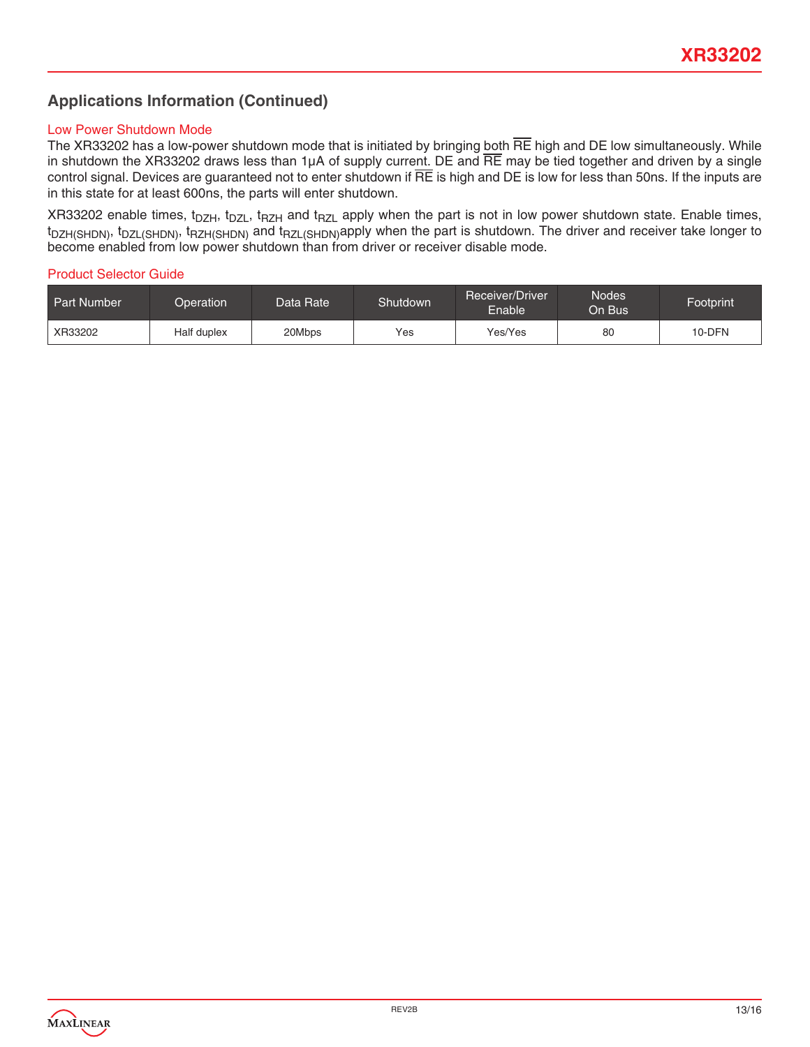## Applications Information (Continued)

### Low Power Shutdown Mode

The XR33202 has a low-power shutdown mode that is initiated by bringing both $\overline{RE}$ high and DE low simultaneously. While in shutdown the XR33202 draws less than 1µA of supply current. DE and $\overline{RE}$ may be tied together and driven by a single control signal. Devices are guaranteed not to enter shutdown if $\overline{RE}$ is high and DE is low for less than 50ns. If the inputs are in this state for at least 600ns, the parts will enter shutdown.

XR33202 enable times, $t_{DZH}$, $t_{DZL}$, $t_{RZH}$ and $t_{RZL}$ apply when the part is not in low power shutdown state. Enable times, $t_{DZH(SHDN)}$, $t_{DZL(SHDN)}$, $t_{RZH(SHDN)}$ and $t_{RZL(SHDN)}$ apply when the part is shutdown. The driver and receiver take longer to become enabled from low power shutdown than from driver or receiver disable mode.

### Product Selector Guide

| Part Number | Operation | Data Rate | Shutdown | Receiver/Driver Enable | Nodes On Bus | Footprint |
|---|---|---|---|---|---|---|
| XR33202 | Half duplex | 20Mbps | Yes | Yes/Yes | 80 | 10-DFN |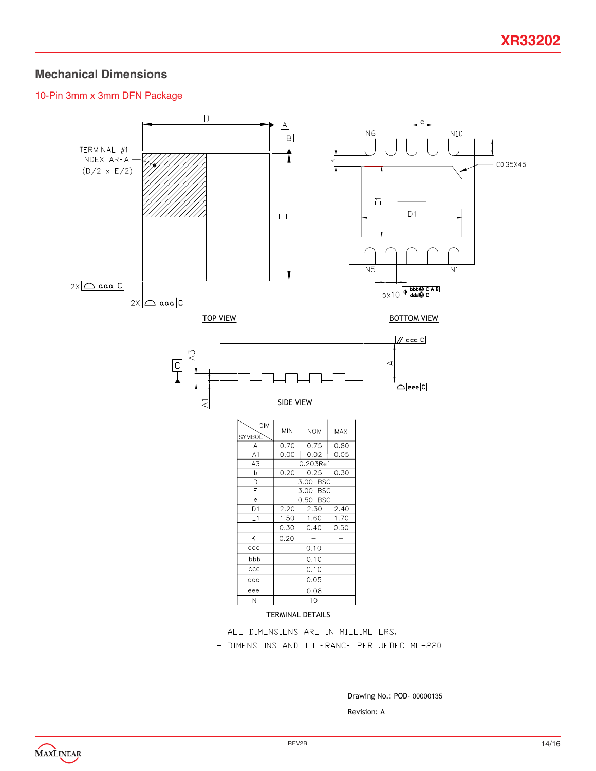## Mechanical Dimensions

10-Pin 3mm x 3mm DFN Package

TOP VIEW

BOTTOM VIEW

SIDE VIEW

| DIM / SYMBOL | MIN | NOM | MAX |
|---|---|---|---|
| A | 0.70 | 0.75 | 0.80 |
| A1 | 0.00 | 0.02 | 0.05 |
| A3 | | 0.203Ref | |
| b | 0.20 | 0.25 | 0.30 |
| D | | 3.00 BSC | |
| E | | 3.00 BSC | |
| e | | 0.50 BSC | |
| D1 | 2.20 | 2.30 | 2.40 |
| E1 | 1.50 | 1.60 | 1.70 |
| L | 0.30 | 0.40 | 0.50 |
| K | 0.20 | – | – |
| aaa | | 0.10 | |
| bbb | | 0.10 | |
| ccc | | 0.10 | |
| ddd | | 0.05 | |
| eee | | 0.08 | |
| N | | 10 | |

TERMINAL DETAILS

- ALL DIMENSIONS ARE IN MILLIMETERS.
- DIMENSIONS AND TOLERANCE PER JEDEC MO-220.

Drawing No.: POD- 00000135

Revision: A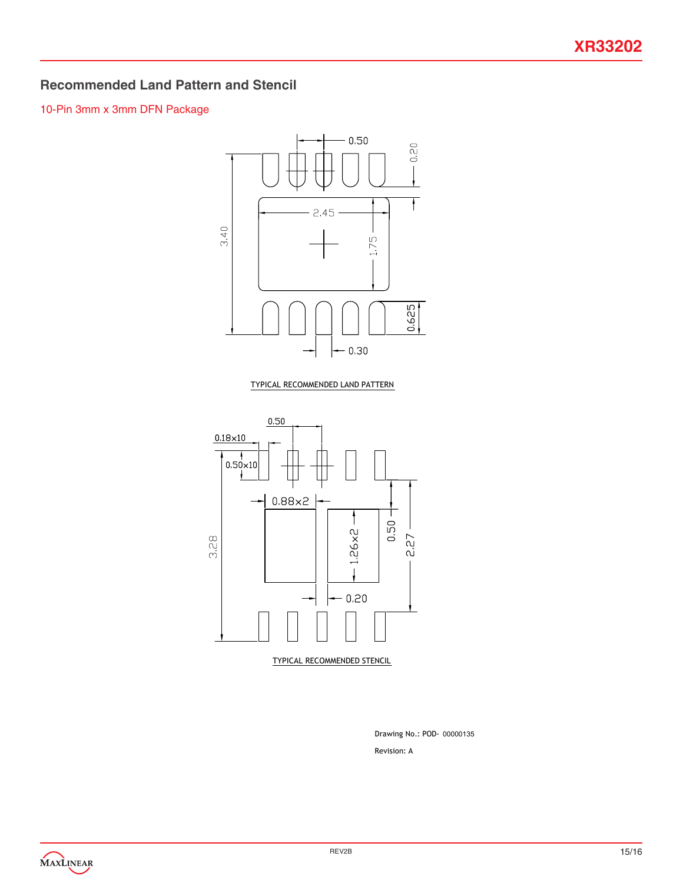## Recommended Land Pattern and Stencil

10-Pin 3mm x 3mm DFN Package

0.50 0.20 2.45 3.40 1.75 0.625 0.30

TYPICAL RECOMMENDED LAND PATTERN

0.50 0.18x10 0.50x10 0.88x2 3.28 1.26x2 0.50 2.27 0.20

TYPICAL RECOMMENDED STENCIL

Drawing No.: POD- 00000135

Revision: A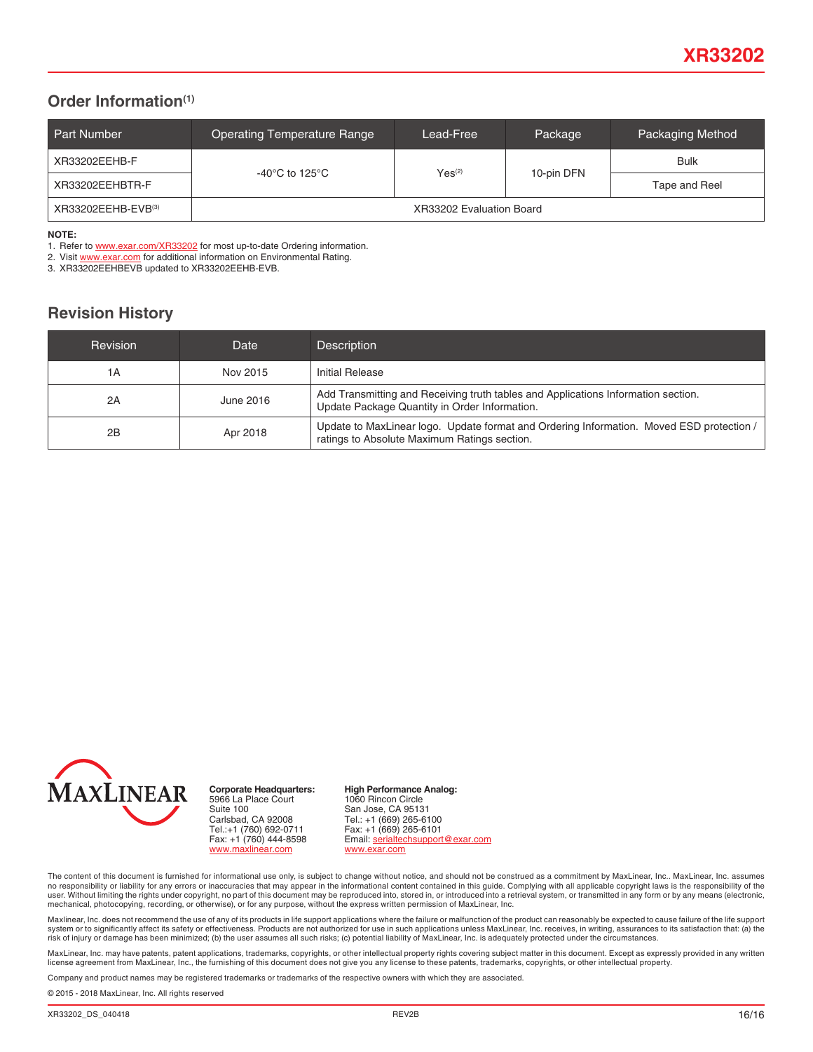## Order Information[1]

| Part Number | Operating Temperature Range | Lead-Free | Package | Packaging Method |
|---|---|---|---|---|
| XR33202EEHB-F | -40°C to 125°C | Yes[2] | 10-pin DFN | Bulk |
| XR33202EEHBTR-F | | | | Tape and Reel |
| XR33202EEHB-EVB[3] | XR33202 Evaluation Board | | | |

**NOTE:**

1. Refer to www.exar.com/XR33202 for most up-to-date Ordering information.
2. Visit www.exar.com for additional information on Environmental Rating.
3. XR33202EEHBEVB updated to XR33202EEHB-EVB.

## Revision History

| Revision | Date | Description |
|---|---|---|
| 1A | Nov 2015 | Initial Release |
| 2A | June 2016 | Add Transmitting and Receiving truth tables and Applications Information section. Update Package Quantity in Order Information. |
| 2B | Apr 2018 | Update to MaxLinear logo. Update format and Ordering Information. Moved ESD protection / ratings to Absolute Maximum Ratings section. |

MAXLINEAR

**Corporate Headquarters:**
5966 La Place Court
Suite 100
Carlsbad, CA 92008
Tel.:+1 (760) 692-0711
Fax: +1 (760) 444-8598
www.maxlinear.com

**High Performance Analog:**
1060 Rincon Circle
San Jose, CA 95131
Tel.: +1 (669) 265-6100
Fax: +1 (669) 265-6101
Email: serialtechsupport@exar.com
www.exar.com

The content of this document is furnished for informational use only, is subject to change without notice, and should not be construed as a commitment by MaxLinear, Inc.. MaxLinear, Inc. assumes no responsibility or liability for any errors or inaccuracies that may appear in the informational content contained in this guide. Complying with all applicable copyright laws is the responsibility of the user. Without limiting the rights under copyright, no part of this document may be reproduced into, stored in, or introduced into a retrieval system, or transmitted in any form or by any means (electronic, mechanical, photocopying, recording, or otherwise), or for any purpose, without the express written permission of MaxLinear, Inc.

Maxlinear, Inc. does not recommend the use of any of its products in life support applications where the failure or malfunction of the product can reasonably be expected to cause failure of the life support system or to significantly affect its safety or effectiveness. Products are not authorized for use in such applications unless MaxLinear, Inc. receives, in writing, assurances to its satisfaction that: (a) the risk of injury or damage has been minimized; (b) the user assumes all such risks; (c) potential liability of MaxLinear, Inc. is adequately protected under the circumstances.

MaxLinear, Inc. may have patents, patent applications, trademarks, copyrights, or other intellectual property rights covering subject matter in this document. Except as expressly provided in any written license agreement from MaxLinear, Inc., the furnishing of this document does not give you any license to these patents, trademarks, copyrights, or other intellectual property.

Company and product names may be registered trademarks or trademarks of the respective owners with which they are associated.

© 2015 - 2018 MaxLinear, Inc. All rights reserved